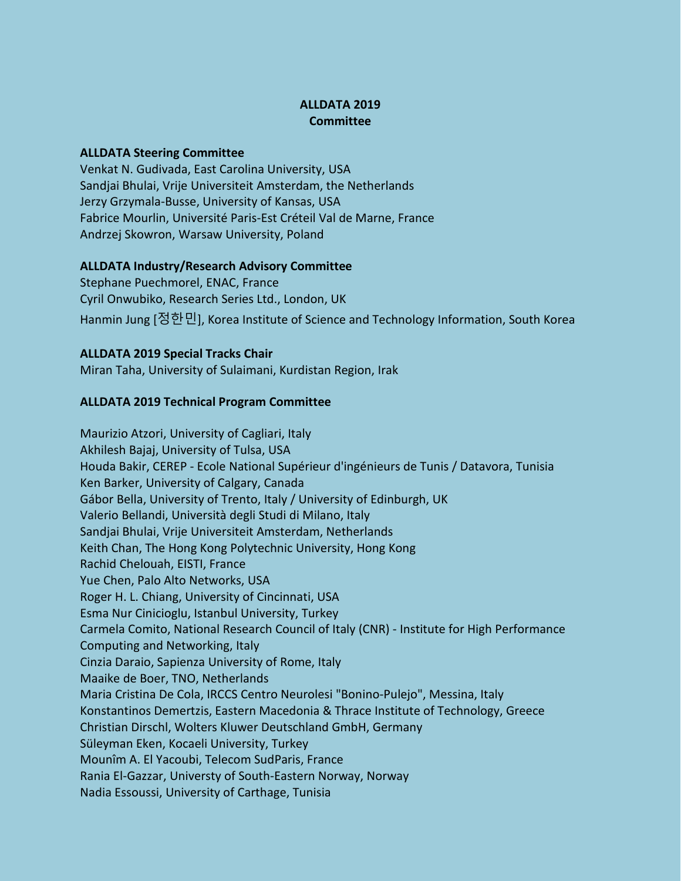# ALLDATA 2019
## Committee

### ALLDATA Steering Committee

Venkat N. Gudivada, East Carolina University, USA
Sandjai Bhulai, Vrije Universiteit Amsterdam, the Netherlands
Jerzy Grzymala-Busse, University of Kansas, USA
Fabrice Mourlin, Université Paris-Est Créteil Val de Marne, France
Andrzej Skowron, Warsaw University, Poland

### ALLDATA Industry/Research Advisory Committee

Stephane Puechmorel, ENAC, France
Cyril Onwubiko, Research Series Ltd., London, UK
Hanmin Jung [정한민], Korea Institute of Science and Technology Information, South Korea

### ALLDATA 2019 Special Tracks Chair

Miran Taha, University of Sulaimani, Kurdistan Region, Irak

### ALLDATA 2019 Technical Program Committee

Maurizio Atzori, University of Cagliari, Italy
Akhilesh Bajaj, University of Tulsa, USA
Houda Bakir, CEREP - Ecole National Supérieur d'ingénieurs de Tunis / Datavora, Tunisia
Ken Barker, University of Calgary, Canada
Gábor Bella, University of Trento, Italy / University of Edinburgh, UK
Valerio Bellandi, Università degli Studi di Milano, Italy
Sandjai Bhulai, Vrije Universiteit Amsterdam, Netherlands
Keith Chan, The Hong Kong Polytechnic University, Hong Kong
Rachid Chelouah, EISTI, France
Yue Chen, Palo Alto Networks, USA
Roger H. L. Chiang, University of Cincinnati, USA
Esma Nur Cinicioglu, Istanbul University, Turkey
Carmela Comito, National Research Council of Italy (CNR) - Institute for High Performance Computing and Networking, Italy
Cinzia Daraio, Sapienza University of Rome, Italy
Maaike de Boer, TNO, Netherlands
Maria Cristina De Cola, IRCCS Centro Neurolesi "Bonino-Pulejo", Messina, Italy
Konstantinos Demertzis, Eastern Macedonia & Thrace Institute of Technology, Greece
Christian Dirschl, Wolters Kluwer Deutschland GmbH, Germany
Süleyman Eken, Kocaeli University, Turkey
Mounîm A. El Yacoubi, Telecom SudParis, France
Rania El-Gazzar, Universty of South-Eastern Norway, Norway
Nadia Essoussi, University of Carthage, Tunisia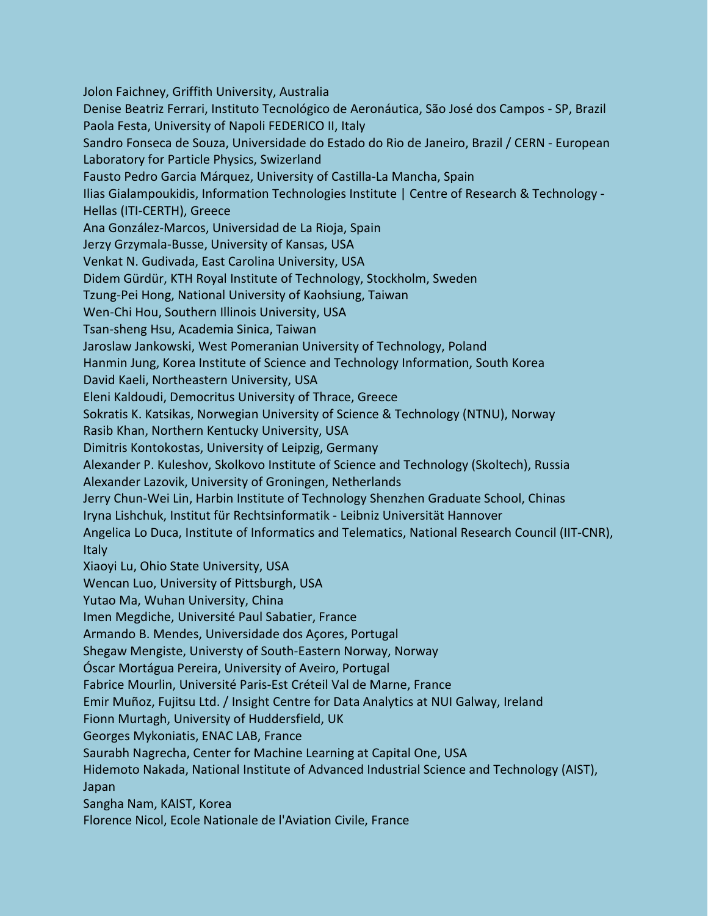Jolon Faichney, Griffith University, Australia
Denise Beatriz Ferrari, Instituto Tecnológico de Aeronáutica, São José dos Campos - SP, Brazil
Paola Festa, University of Napoli FEDERICO II, Italy
Sandro Fonseca de Souza, Universidade do Estado do Rio de Janeiro, Brazil / CERN - European Laboratory for Particle Physics, Swizerland
Fausto Pedro Garcia Márquez, University of Castilla-La Mancha, Spain
Ilias Gialampoukidis, Information Technologies Institute | Centre of Research & Technology - Hellas (ITI-CERTH), Greece
Ana González-Marcos, Universidad de La Rioja, Spain
Jerzy Grzymala-Busse, University of Kansas, USA
Venkat N. Gudivada, East Carolina University, USA
Didem Gürdür, KTH Royal Institute of Technology, Stockholm, Sweden
Tzung-Pei Hong, National University of Kaohsiung, Taiwan
Wen-Chi Hou, Southern Illinois University, USA
Tsan-sheng Hsu, Academia Sinica, Taiwan
Jaroslaw Jankowski, West Pomeranian University of Technology, Poland
Hanmin Jung, Korea Institute of Science and Technology Information, South Korea
David Kaeli, Northeastern University, USA
Eleni Kaldoudi, Democritus University of Thrace, Greece
Sokratis K. Katsikas, Norwegian University of Science & Technology (NTNU), Norway
Rasib Khan, Northern Kentucky University, USA
Dimitris Kontokostas, University of Leipzig, Germany
Alexander P. Kuleshov, Skolkovo Institute of Science and Technology (Skoltech), Russia
Alexander Lazovik, University of Groningen, Netherlands
Jerry Chun-Wei Lin, Harbin Institute of Technology Shenzhen Graduate School, Chinas
Iryna Lishchuk, Institut für Rechtsinformatik - Leibniz Universität Hannover
Angelica Lo Duca, Institute of Informatics and Telematics, National Research Council (IIT-CNR), Italy
Xiaoyi Lu, Ohio State University, USA
Wencan Luo, University of Pittsburgh, USA
Yutao Ma, Wuhan University, China
Imen Megdiche, Université Paul Sabatier, France
Armando B. Mendes, Universidade dos Açores, Portugal
Shegaw Mengiste, Universty of South-Eastern Norway, Norway
Óscar Mortágua Pereira, University of Aveiro, Portugal
Fabrice Mourlin, Université Paris-Est Créteil Val de Marne, France
Emir Muñoz, Fujitsu Ltd. / Insight Centre for Data Analytics at NUI Galway, Ireland
Fionn Murtagh, University of Huddersfield, UK
Georges Mykoniatis, ENAC LAB, France
Saurabh Nagrecha, Center for Machine Learning at Capital One, USA
Hidemoto Nakada, National Institute of Advanced Industrial Science and Technology (AIST), Japan
Sangha Nam, KAIST, Korea
Florence Nicol, Ecole Nationale de l'Aviation Civile, France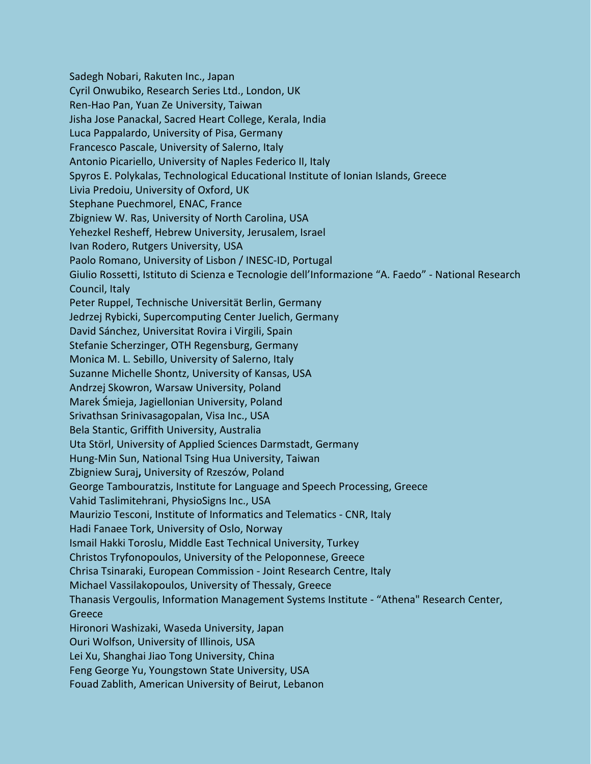Sadegh Nobari, Rakuten Inc., Japan
Cyril Onwubiko, Research Series Ltd., London, UK
Ren-Hao Pan, Yuan Ze University, Taiwan
Jisha Jose Panackal, Sacred Heart College, Kerala, India
Luca Pappalardo, University of Pisa, Germany
Francesco Pascale, University of Salerno, Italy
Antonio Picariello, University of Naples Federico II, Italy
Spyros E. Polykalas, Technological Educational Institute of Ionian Islands, Greece
Livia Predoiu, University of Oxford, UK
Stephane Puechmorel, ENAC, France
Zbigniew W. Ras, University of North Carolina, USA
Yehezkel Resheff, Hebrew University, Jerusalem, Israel
Ivan Rodero, Rutgers University, USA
Paolo Romano, University of Lisbon / INESC-ID, Portugal
Giulio Rossetti, Istituto di Scienza e Tecnologie dell'Informazione "A. Faedo" - National Research Council, Italy
Peter Ruppel, Technische Universität Berlin, Germany
Jedrzej Rybicki, Supercomputing Center Juelich, Germany
David Sánchez, Universitat Rovira i Virgili, Spain
Stefanie Scherzinger, OTH Regensburg, Germany
Monica M. L. Sebillo, University of Salerno, Italy
Suzanne Michelle Shontz, University of Kansas, USA
Andrzej Skowron, Warsaw University, Poland
Marek Śmieja, Jagiellonian University, Poland
Srivathsan Srinivasagopalan, Visa Inc., USA
Bela Stantic, Griffith University, Australia
Uta Störl, University of Applied Sciences Darmstadt, Germany
Hung-Min Sun, National Tsing Hua University, Taiwan
Zbigniew Suraj**,** University of Rzeszów, Poland
George Tambouratzis, Institute for Language and Speech Processing, Greece
Vahid Taslimitehrani, PhysioSigns Inc., USA
Maurizio Tesconi, Institute of Informatics and Telematics - CNR, Italy
Hadi Fanaee Tork, University of Oslo, Norway
Ismail Hakki Toroslu, Middle East Technical University, Turkey
Christos Tryfonopoulos, University of the Peloponnese, Greece
Chrisa Tsinaraki, European Commission - Joint Research Centre, Italy
Michael Vassilakopoulos, University of Thessaly, Greece
Thanasis Vergoulis, Information Management Systems Institute - "Athena" Research Center, Greece
Hironori Washizaki, Waseda University, Japan
Ouri Wolfson, University of Illinois, USA
Lei Xu, Shanghai Jiao Tong University, China
Feng George Yu, Youngstown State University, USA
Fouad Zablith, American University of Beirut, Lebanon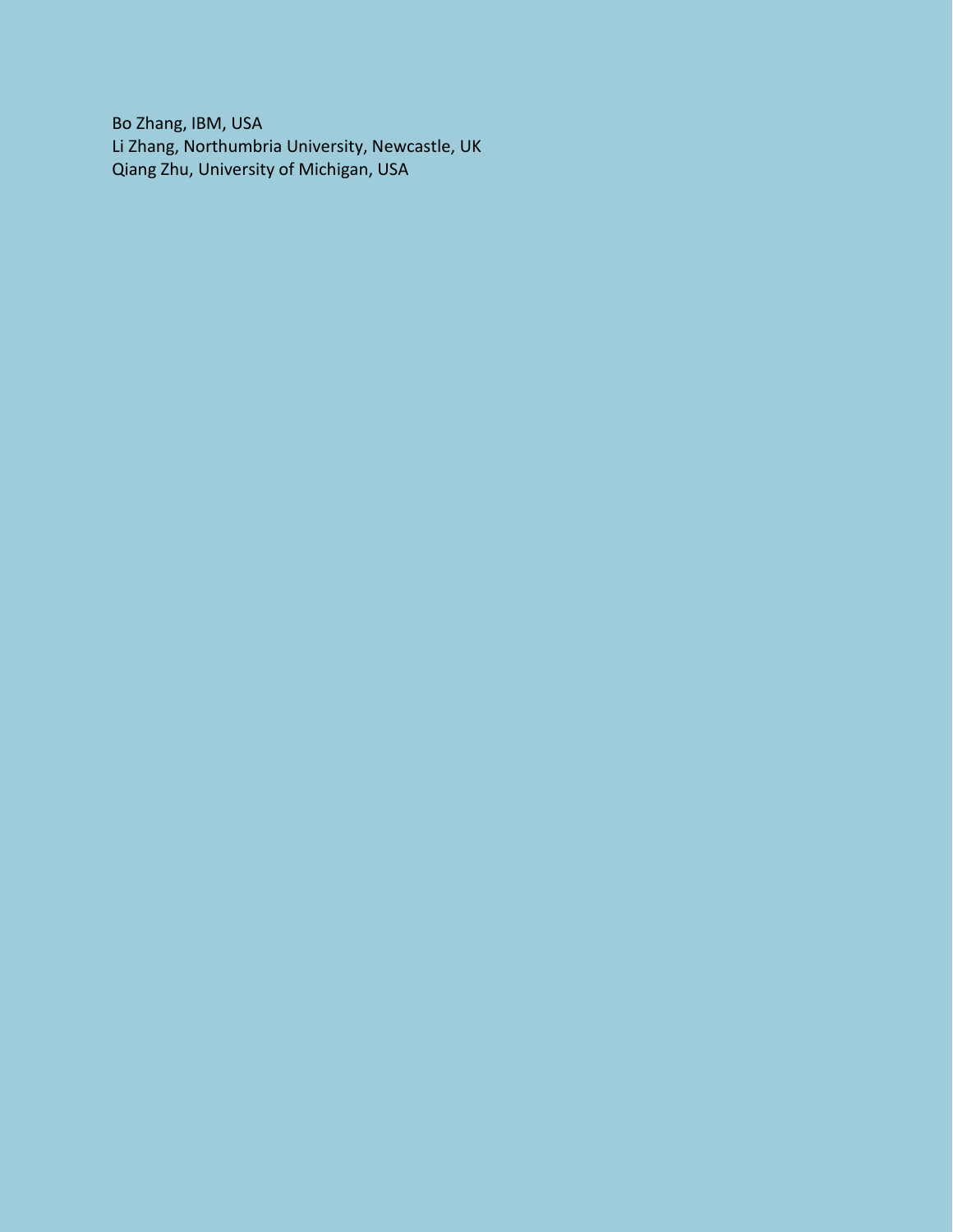Bo Zhang, IBM, USA
Li Zhang, Northumbria University, Newcastle, UK
Qiang Zhu, University of Michigan, USA